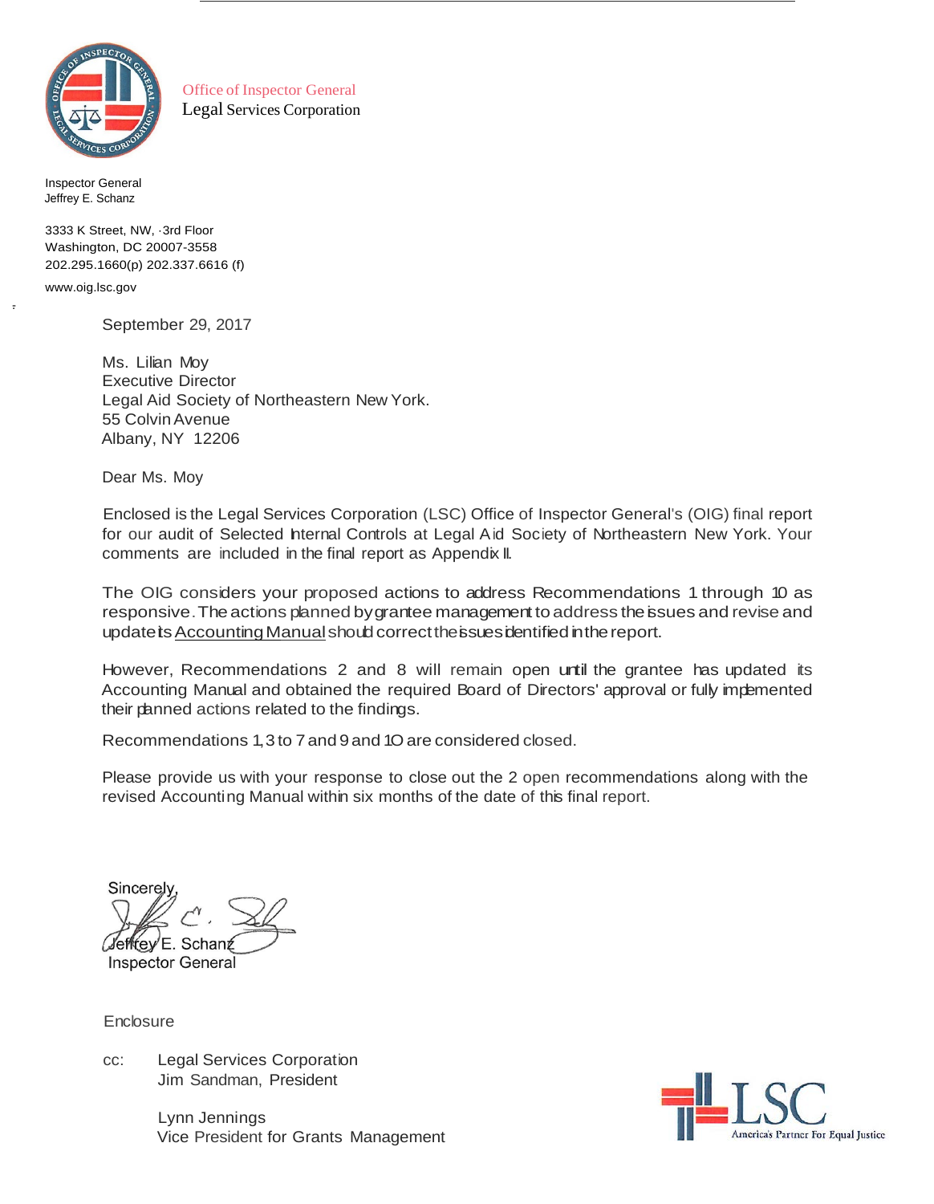Office of Inspector General
Legal Services Corporation

Inspector General
Jeffrey E. Schanz

3333 K Street, NW, 3rd Floor
Washington, DC 20007-3558
202.295.1660(p) 202.337.6616 (f)
www.oig.lsc.gov

September 29, 2017

Ms. Lilian Moy
Executive Director
Legal Aid Society of Northeastern New York.
55 Colvin Avenue
Albany, NY 12206

Dear Ms. Moy

Enclosed is the Legal Services Corporation (LSC) Office of Inspector General's (OIG) final report for our audit of Selected Internal Controls at Legal Aid Society of Northeastern New York. Your comments are included in the final report as Appendix II.

The OIG considers your proposed actions to address Recommendations 1 through 10 as responsive. The actions planned by grantee management to address the issues and revise and update its Accounting Manual should correct the issues identified in the report.

However, Recommendations 2 and 8 will remain open until the grantee has updated its Accounting Manual and obtained the required Board of Directors' approval or fully implemented their planned actions related to the findings.

Recommendations 1, 3 to 7 and 9 and 10 are considered closed.

Please provide us with your response to close out the 2 open recommendations along with the revised Accounting Manual within six months of the date of this final report.

Sincerely,

Jeffrey E. Schanz
Inspector General

Enclosure

cc: Legal Services Corporation
Jim Sandman, President

Lynn Jennings
Vice President for Grants Management

LSC
America's Partner For Equal Justice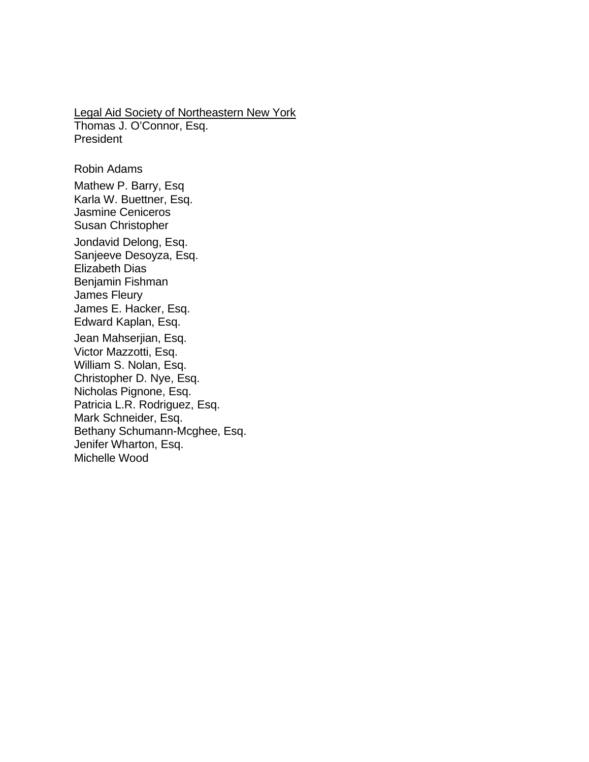<u>Legal Aid Society of Northeastern New York</u>
Thomas J. O'Connor, Esq.
President

Robin Adams

Mathew P. Barry, Esq
Karla W. Buettner, Esq.
Jasmine Ceniceros
Susan Christopher

Jondavid Delong, Esq.
Sanjeeve Desoyza, Esq.
Elizabeth Dias
Benjamin Fishman
James Fleury
James E. Hacker, Esq.
Edward Kaplan, Esq.

Jean Mahserjian, Esq.
Victor Mazzotti, Esq.
William S. Nolan, Esq.
Christopher D. Nye, Esq.
Nicholas Pignone, Esq.
Patricia L.R. Rodriguez, Esq.
Mark Schneider, Esq.
Bethany Schumann-Mcghee, Esq.
Jenifer Wharton, Esq.
Michelle Wood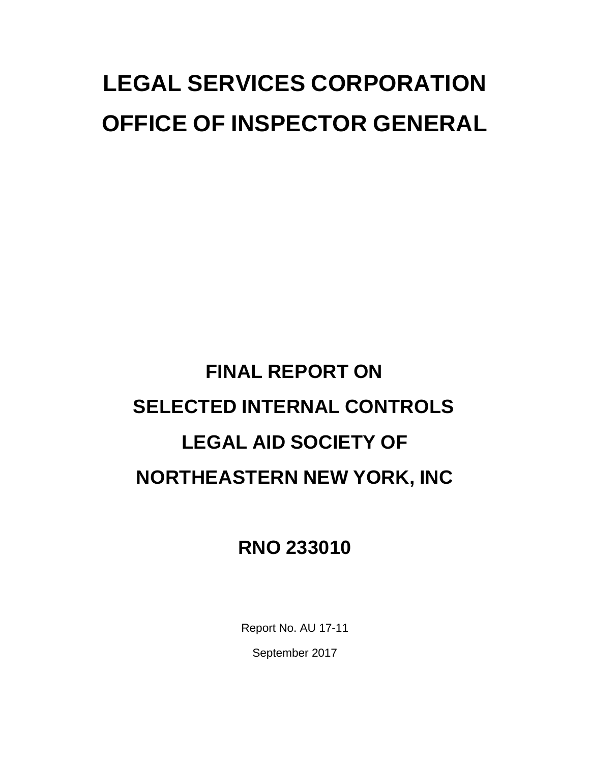# LEGAL SERVICES CORPORATION
# OFFICE OF INSPECTOR GENERAL

## FINAL REPORT ON
## SELECTED INTERNAL CONTROLS
## LEGAL AID SOCIETY OF
## NORTHEASTERN NEW YORK, INC

## RNO 233010

Report No. AU 17-11

September 2017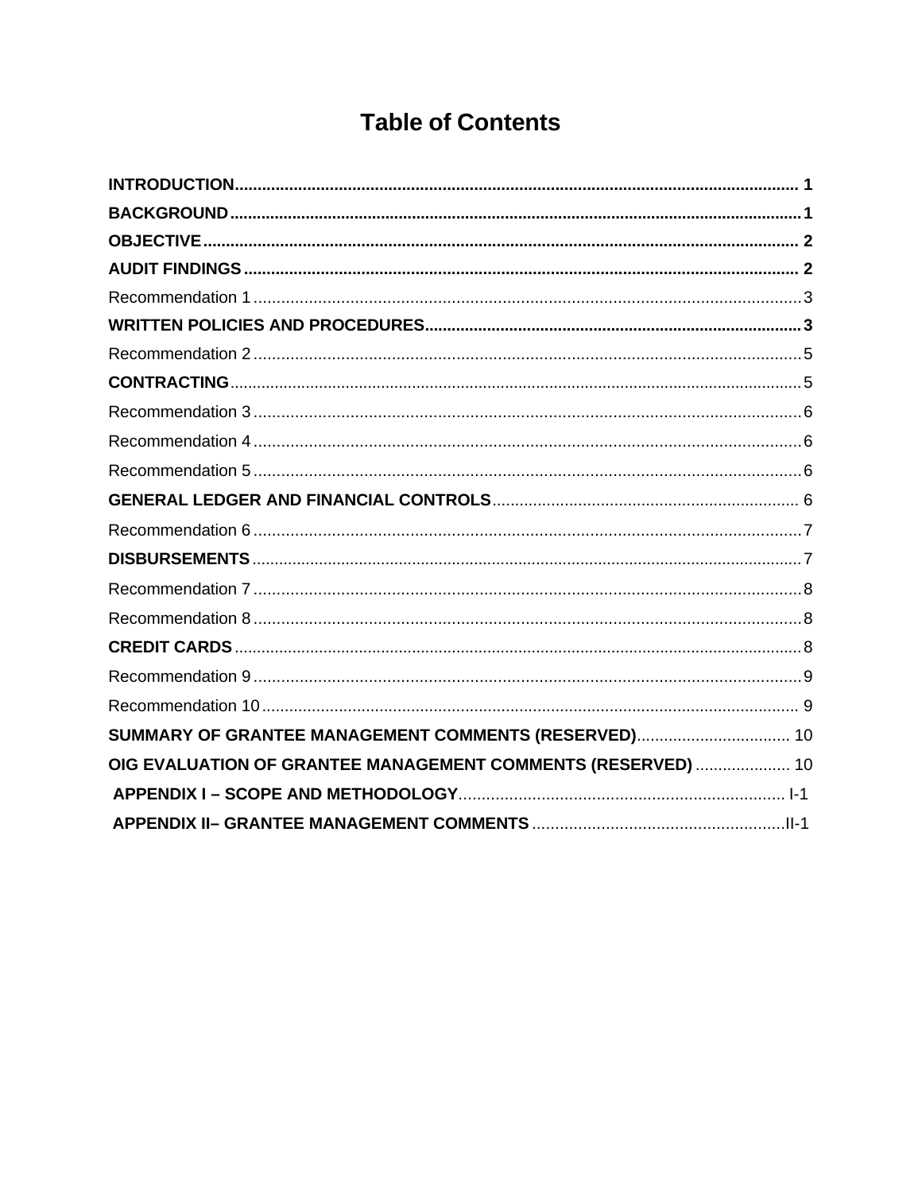# Table of Contents

**INTRODUCTION** ........................................................................................................ 1

**BACKGROUND** ........................................................................................................ 1

**OBJECTIVE** ........................................................................................................ 2

**AUDIT FINDINGS** ........................................................................................................ 2

Recommendation 1 ........................................................................................................ 3

**WRITTEN POLICIES AND PROCEDURES** ........................................................................................................ 3

Recommendation 2 ........................................................................................................ 5

**CONTRACTING** ........................................................................................................ 5

Recommendation 3 ........................................................................................................ 6

Recommendation 4 ........................................................................................................ 6

Recommendation 5 ........................................................................................................ 6

**GENERAL LEDGER AND FINANCIAL CONTROLS** ........................................................................................................ 6

Recommendation 6 ........................................................................................................ 7

**DISBURSEMENTS** ........................................................................................................ 7

Recommendation 7 ........................................................................................................ 8

Recommendation 8 ........................................................................................................ 8

**CREDIT CARDS** ........................................................................................................ 8

Recommendation 9 ........................................................................................................ 9

Recommendation 10 ........................................................................................................ 9

**SUMMARY OF GRANTEE MANAGEMENT COMMENTS (RESERVED)** ........................................ 10

**OIG EVALUATION OF GRANTEE MANAGEMENT COMMENTS (RESERVED)** ........................................ 10

**APPENDIX I – SCOPE AND METHODOLOGY** ........................................................................................................ I-1

**APPENDIX II– GRANTEE MANAGEMENT COMMENTS** ........................................................................................................ II-1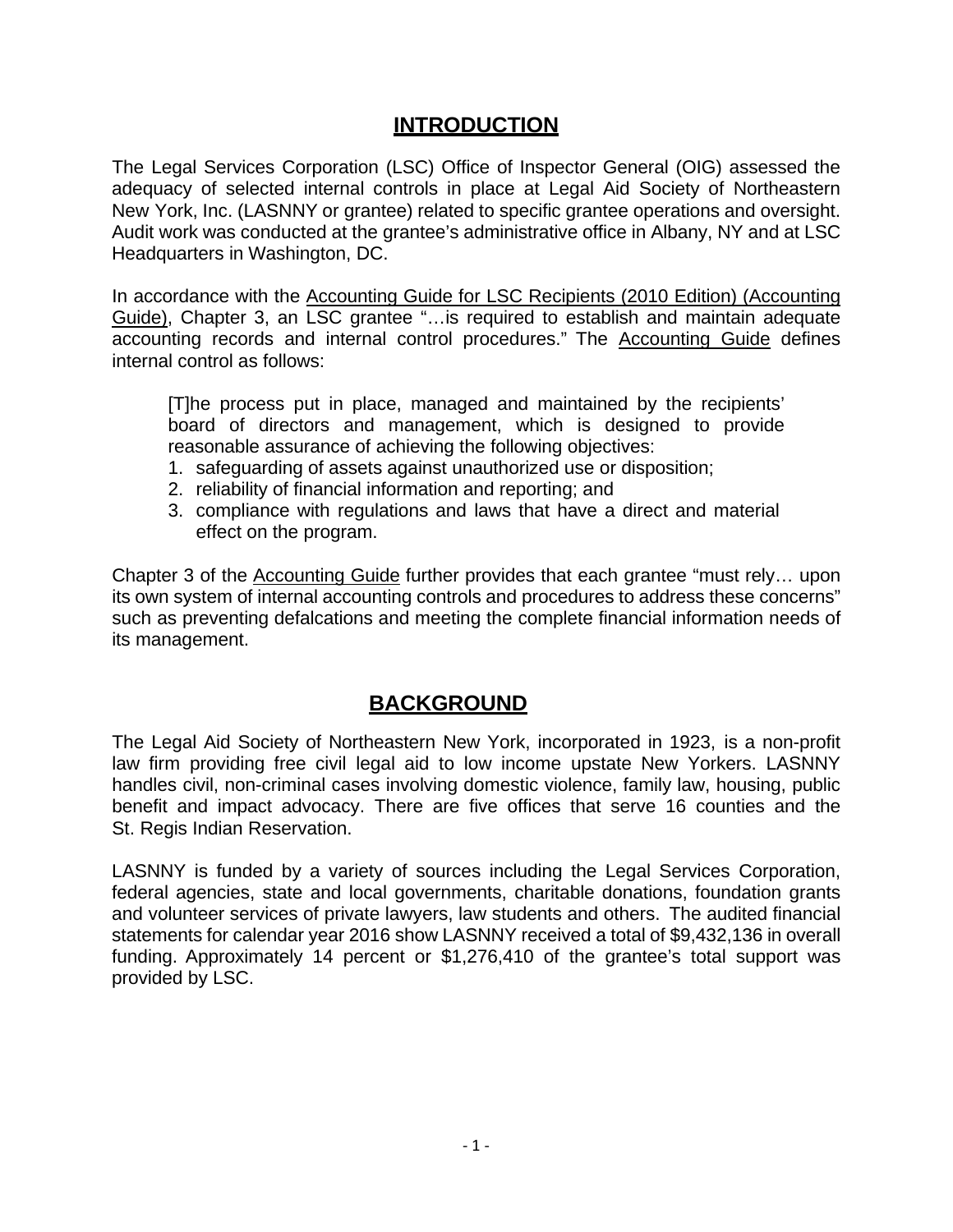## INTRODUCTION

The Legal Services Corporation (LSC) Office of Inspector General (OIG) assessed the adequacy of selected internal controls in place at Legal Aid Society of Northeastern New York, Inc. (LASNNY or grantee) related to specific grantee operations and oversight. Audit work was conducted at the grantee's administrative office in Albany, NY and at LSC Headquarters in Washington, DC.

In accordance with the Accounting Guide for LSC Recipients (2010 Edition) (Accounting Guide), Chapter 3, an LSC grantee "…is required to establish and maintain adequate accounting records and internal control procedures." The Accounting Guide defines internal control as follows:

> [T]he process put in place, managed and maintained by the recipients' board of directors and management, which is designed to provide reasonable assurance of achieving the following objectives:
> 1. safeguarding of assets against unauthorized use or disposition;
> 2. reliability of financial information and reporting; and
> 3. compliance with regulations and laws that have a direct and material effect on the program.

Chapter 3 of the Accounting Guide further provides that each grantee "must rely… upon its own system of internal accounting controls and procedures to address these concerns" such as preventing defalcations and meeting the complete financial information needs of its management.

## BACKGROUND

The Legal Aid Society of Northeastern New York, incorporated in 1923, is a non-profit law firm providing free civil legal aid to low income upstate New Yorkers. LASNNY handles civil, non-criminal cases involving domestic violence, family law, housing, public benefit and impact advocacy. There are five offices that serve 16 counties and the St. Regis Indian Reservation.

LASNNY is funded by a variety of sources including the Legal Services Corporation, federal agencies, state and local governments, charitable donations, foundation grants and volunteer services of private lawyers, law students and others. The audited financial statements for calendar year 2016 show LASNNY received a total of $9,432,136 in overall funding. Approximately 14 percent or $1,276,410 of the grantee's total support was provided by LSC.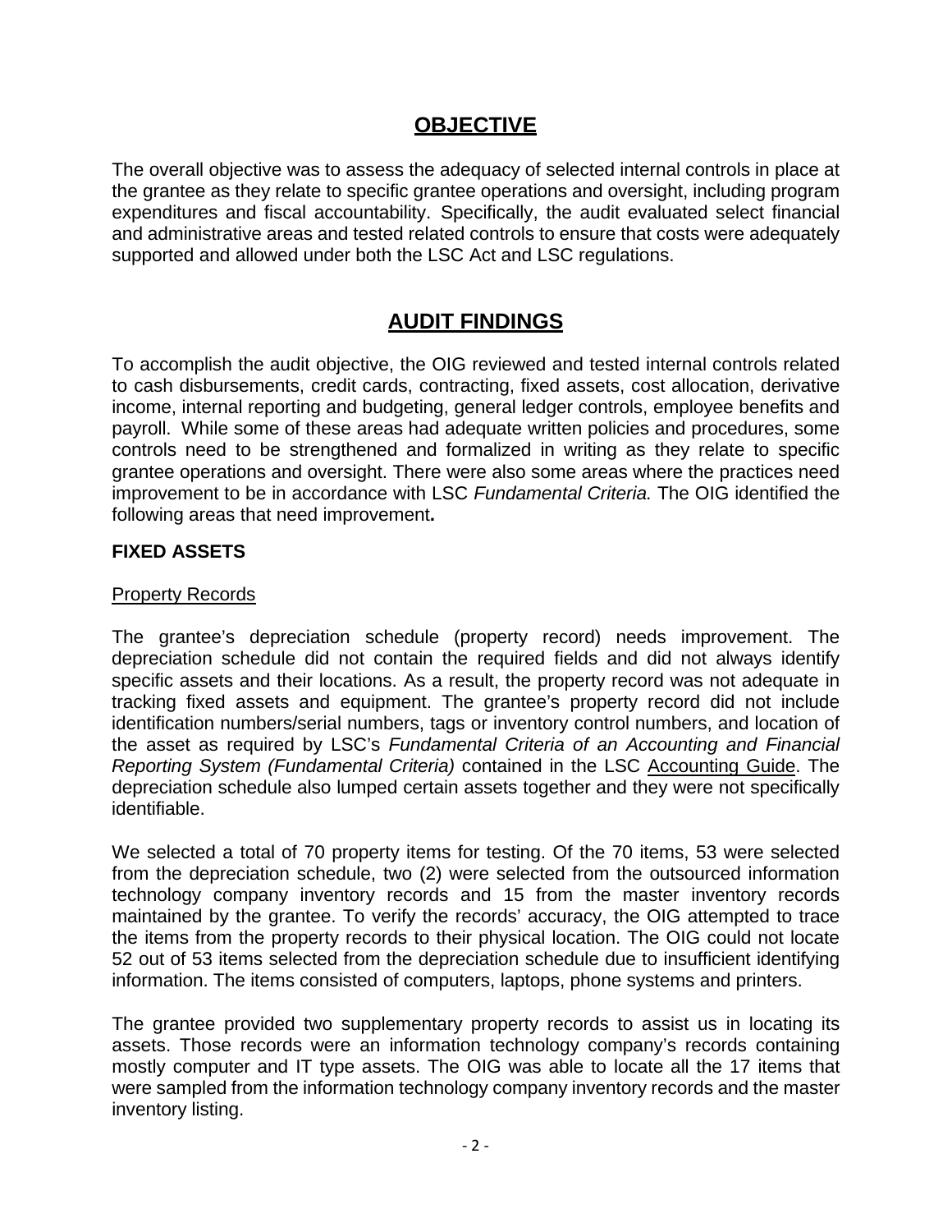## OBJECTIVE

The overall objective was to assess the adequacy of selected internal controls in place at the grantee as they relate to specific grantee operations and oversight, including program expenditures and fiscal accountability. Specifically, the audit evaluated select financial and administrative areas and tested related controls to ensure that costs were adequately supported and allowed under both the LSC Act and LSC regulations.

## AUDIT FINDINGS

To accomplish the audit objective, the OIG reviewed and tested internal controls related to cash disbursements, credit cards, contracting, fixed assets, cost allocation, derivative income, internal reporting and budgeting, general ledger controls, employee benefits and payroll. While some of these areas had adequate written policies and procedures, some controls need to be strengthened and formalized in writing as they relate to specific grantee operations and oversight. There were also some areas where the practices need improvement to be in accordance with LSC *Fundamental Criteria.* The OIG identified the following areas that need improvement**.**

### FIXED ASSETS

Property Records

The grantee's depreciation schedule (property record) needs improvement. The depreciation schedule did not contain the required fields and did not always identify specific assets and their locations. As a result, the property record was not adequate in tracking fixed assets and equipment. The grantee's property record did not include identification numbers/serial numbers, tags or inventory control numbers, and location of the asset as required by LSC's *Fundamental Criteria of an Accounting and Financial Reporting System (Fundamental Criteria)* contained in the LSC Accounting Guide. The depreciation schedule also lumped certain assets together and they were not specifically identifiable.

We selected a total of 70 property items for testing. Of the 70 items, 53 were selected from the depreciation schedule, two (2) were selected from the outsourced information technology company inventory records and 15 from the master inventory records maintained by the grantee. To verify the records' accuracy, the OIG attempted to trace the items from the property records to their physical location. The OIG could not locate 52 out of 53 items selected from the depreciation schedule due to insufficient identifying information. The items consisted of computers, laptops, phone systems and printers.

The grantee provided two supplementary property records to assist us in locating its assets. Those records were an information technology company's records containing mostly computer and IT type assets. The OIG was able to locate all the 17 items that were sampled from the information technology company inventory records and the master inventory listing.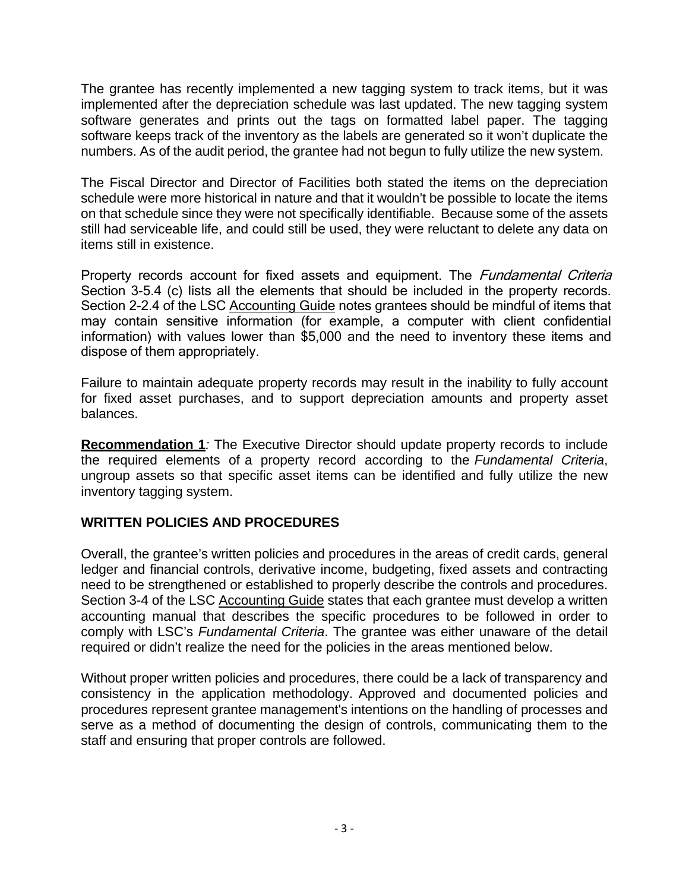The grantee has recently implemented a new tagging system to track items, but it was implemented after the depreciation schedule was last updated. The new tagging system software generates and prints out the tags on formatted label paper. The tagging software keeps track of the inventory as the labels are generated so it won't duplicate the numbers. As of the audit period, the grantee had not begun to fully utilize the new system.

The Fiscal Director and Director of Facilities both stated the items on the depreciation schedule were more historical in nature and that it wouldn't be possible to locate the items on that schedule since they were not specifically identifiable. Because some of the assets still had serviceable life, and could still be used, they were reluctant to delete any data on items still in existence.

Property records account for fixed assets and equipment. The *Fundamental Criteria* Section 3-5.4 (c) lists all the elements that should be included in the property records. Section 2-2.4 of the LSC Accounting Guide notes grantees should be mindful of items that may contain sensitive information (for example, a computer with client confidential information) with values lower than $5,000 and the need to inventory these items and dispose of them appropriately.

Failure to maintain adequate property records may result in the inability to fully account for fixed asset purchases, and to support depreciation amounts and property asset balances.

**Recommendation 1**: The Executive Director should update property records to include the required elements of a property record according to the *Fundamental Criteria*, ungroup assets so that specific asset items can be identified and fully utilize the new inventory tagging system.

## WRITTEN POLICIES AND PROCEDURES

Overall, the grantee's written policies and procedures in the areas of credit cards, general ledger and financial controls, derivative income, budgeting, fixed assets and contracting need to be strengthened or established to properly describe the controls and procedures. Section 3-4 of the LSC Accounting Guide states that each grantee must develop a written accounting manual that describes the specific procedures to be followed in order to comply with LSC's *Fundamental Criteria*. The grantee was either unaware of the detail required or didn't realize the need for the policies in the areas mentioned below.

Without proper written policies and procedures, there could be a lack of transparency and consistency in the application methodology. Approved and documented policies and procedures represent grantee management's intentions on the handling of processes and serve as a method of documenting the design of controls, communicating them to the staff and ensuring that proper controls are followed.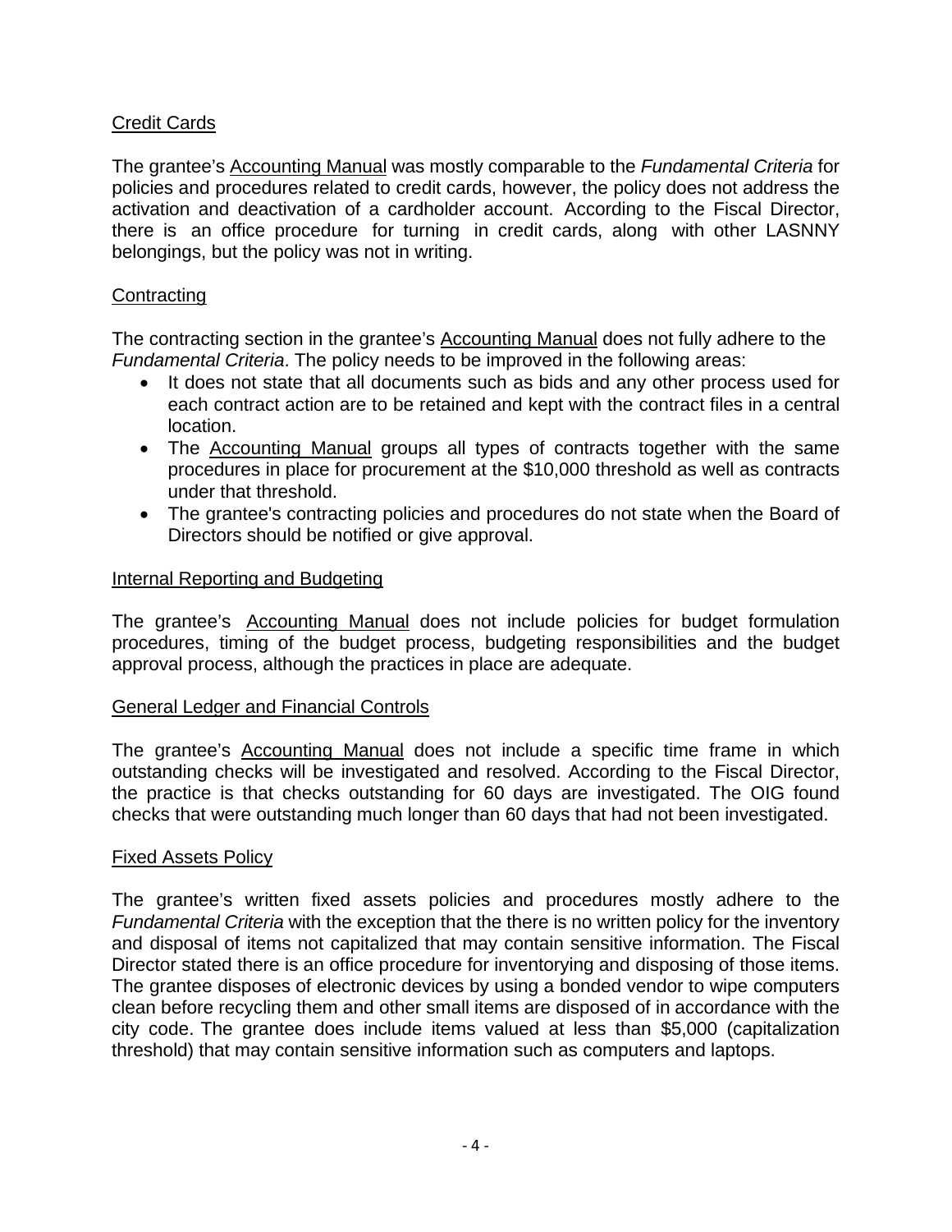Credit Cards

The grantee's Accounting Manual was mostly comparable to the *Fundamental Criteria* for policies and procedures related to credit cards, however, the policy does not address the activation and deactivation of a cardholder account. According to the Fiscal Director, there is an office procedure for turning in credit cards, along with other LASNNY belongings, but the policy was not in writing.

Contracting

The contracting section in the grantee's Accounting Manual does not fully adhere to the *Fundamental Criteria*. The policy needs to be improved in the following areas:

- It does not state that all documents such as bids and any other process used for each contract action are to be retained and kept with the contract files in a central location.
- The Accounting Manual groups all types of contracts together with the same procedures in place for procurement at the $10,000 threshold as well as contracts under that threshold.
- The grantee's contracting policies and procedures do not state when the Board of Directors should be notified or give approval.

Internal Reporting and Budgeting

The grantee's Accounting Manual does not include policies for budget formulation procedures, timing of the budget process, budgeting responsibilities and the budget approval process, although the practices in place are adequate.

General Ledger and Financial Controls

The grantee's Accounting Manual does not include a specific time frame in which outstanding checks will be investigated and resolved. According to the Fiscal Director, the practice is that checks outstanding for 60 days are investigated. The OIG found checks that were outstanding much longer than 60 days that had not been investigated.

Fixed Assets Policy

The grantee's written fixed assets policies and procedures mostly adhere to the *Fundamental Criteria* with the exception that the there is no written policy for the inventory and disposal of items not capitalized that may contain sensitive information. The Fiscal Director stated there is an office procedure for inventorying and disposing of those items. The grantee disposes of electronic devices by using a bonded vendor to wipe computers clean before recycling them and other small items are disposed of in accordance with the city code. The grantee does include items valued at less than $5,000 (capitalization threshold) that may contain sensitive information such as computers and laptops.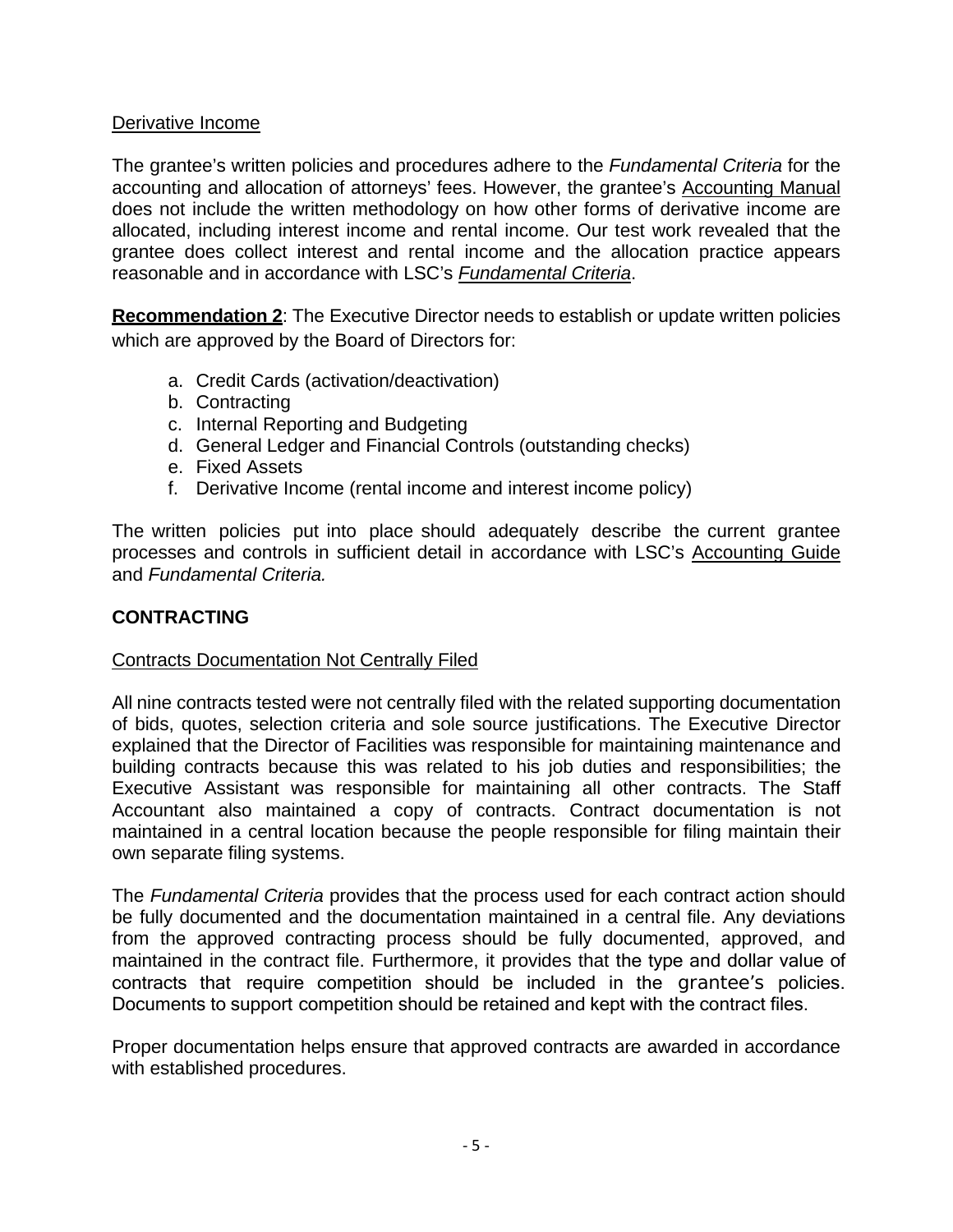Derivative Income

The grantee's written policies and procedures adhere to the *Fundamental Criteria* for the accounting and allocation of attorneys' fees. However, the grantee's Accounting Manual does not include the written methodology on how other forms of derivative income are allocated, including interest income and rental income. Our test work revealed that the grantee does collect interest and rental income and the allocation practice appears reasonable and in accordance with LSC's *Fundamental Criteria*.

**Recommendation 2**: The Executive Director needs to establish or update written policies which are approved by the Board of Directors for:

a. Credit Cards (activation/deactivation)
b. Contracting
c. Internal Reporting and Budgeting
d. General Ledger and Financial Controls (outstanding checks)
e. Fixed Assets
f. Derivative Income (rental income and interest income policy)

The written policies put into place should adequately describe the current grantee processes and controls in sufficient detail in accordance with LSC's Accounting Guide and *Fundamental Criteria.*

## CONTRACTING

Contracts Documentation Not Centrally Filed

All nine contracts tested were not centrally filed with the related supporting documentation of bids, quotes, selection criteria and sole source justifications. The Executive Director explained that the Director of Facilities was responsible for maintaining maintenance and building contracts because this was related to his job duties and responsibilities; the Executive Assistant was responsible for maintaining all other contracts. The Staff Accountant also maintained a copy of contracts. Contract documentation is not maintained in a central location because the people responsible for filing maintain their own separate filing systems.

The *Fundamental Criteria* provides that the process used for each contract action should be fully documented and the documentation maintained in a central file. Any deviations from the approved contracting process should be fully documented, approved, and maintained in the contract file. Furthermore, it provides that the type and dollar value of contracts that require competition should be included in the grantee's policies. Documents to support competition should be retained and kept with the contract files.

Proper documentation helps ensure that approved contracts are awarded in accordance with established procedures.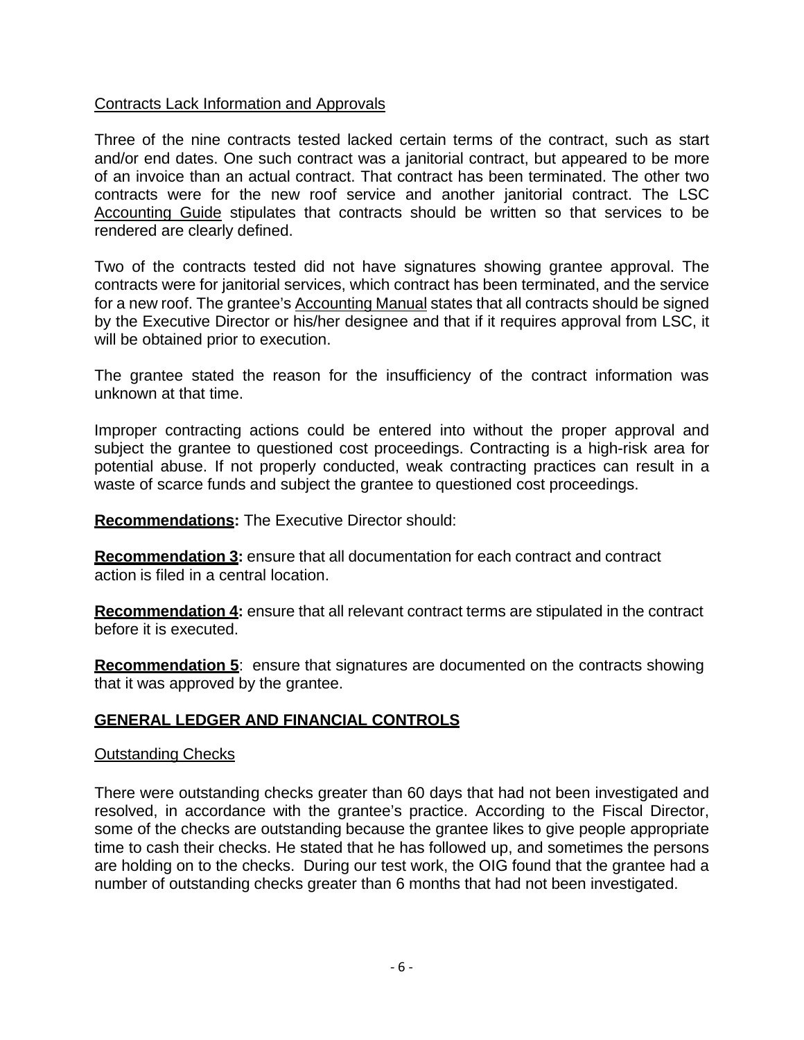Contracts Lack Information and Approvals

Three of the nine contracts tested lacked certain terms of the contract, such as start and/or end dates. One such contract was a janitorial contract, but appeared to be more of an invoice than an actual contract. That contract has been terminated. The other two contracts were for the new roof service and another janitorial contract. The LSC Accounting Guide stipulates that contracts should be written so that services to be rendered are clearly defined.

Two of the contracts tested did not have signatures showing grantee approval. The contracts were for janitorial services, which contract has been terminated, and the service for a new roof. The grantee's Accounting Manual states that all contracts should be signed by the Executive Director or his/her designee and that if it requires approval from LSC, it will be obtained prior to execution.

The grantee stated the reason for the insufficiency of the contract information was unknown at that time.

Improper contracting actions could be entered into without the proper approval and subject the grantee to questioned cost proceedings. Contracting is a high-risk area for potential abuse. If not properly conducted, weak contracting practices can result in a waste of scarce funds and subject the grantee to questioned cost proceedings.

**Recommendations:** The Executive Director should:

**Recommendation 3:** ensure that all documentation for each contract and contract action is filed in a central location.

**Recommendation 4:** ensure that all relevant contract terms are stipulated in the contract before it is executed.

**Recommendation 5**: ensure that signatures are documented on the contracts showing that it was approved by the grantee.

## GENERAL LEDGER AND FINANCIAL CONTROLS

Outstanding Checks

There were outstanding checks greater than 60 days that had not been investigated and resolved, in accordance with the grantee's practice. According to the Fiscal Director, some of the checks are outstanding because the grantee likes to give people appropriate time to cash their checks. He stated that he has followed up, and sometimes the persons are holding on to the checks. During our test work, the OIG found that the grantee had a number of outstanding checks greater than 6 months that had not been investigated.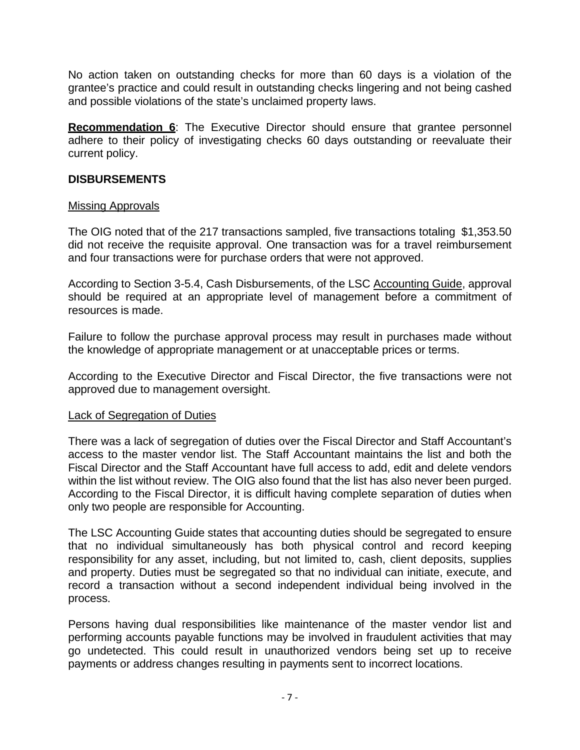No action taken on outstanding checks for more than 60 days is a violation of the grantee's practice and could result in outstanding checks lingering and not being cashed and possible violations of the state's unclaimed property laws.

**Recommendation 6**: The Executive Director should ensure that grantee personnel adhere to their policy of investigating checks 60 days outstanding or reevaluate their current policy.

## DISBURSEMENTS

### Missing Approvals

The OIG noted that of the 217 transactions sampled, five transactions totaling $1,353.50 did not receive the requisite approval. One transaction was for a travel reimbursement and four transactions were for purchase orders that were not approved.

According to Section 3-5.4, Cash Disbursements, of the LSC Accounting Guide, approval should be required at an appropriate level of management before a commitment of resources is made.

Failure to follow the purchase approval process may result in purchases made without the knowledge of appropriate management or at unacceptable prices or terms.

According to the Executive Director and Fiscal Director, the five transactions were not approved due to management oversight.

### Lack of Segregation of Duties

There was a lack of segregation of duties over the Fiscal Director and Staff Accountant's access to the master vendor list. The Staff Accountant maintains the list and both the Fiscal Director and the Staff Accountant have full access to add, edit and delete vendors within the list without review. The OIG also found that the list has also never been purged. According to the Fiscal Director, it is difficult having complete separation of duties when only two people are responsible for Accounting.

The LSC Accounting Guide states that accounting duties should be segregated to ensure that no individual simultaneously has both physical control and record keeping responsibility for any asset, including, but not limited to, cash, client deposits, supplies and property. Duties must be segregated so that no individual can initiate, execute, and record a transaction without a second independent individual being involved in the process.

Persons having dual responsibilities like maintenance of the master vendor list and performing accounts payable functions may be involved in fraudulent activities that may go undetected. This could result in unauthorized vendors being set up to receive payments or address changes resulting in payments sent to incorrect locations.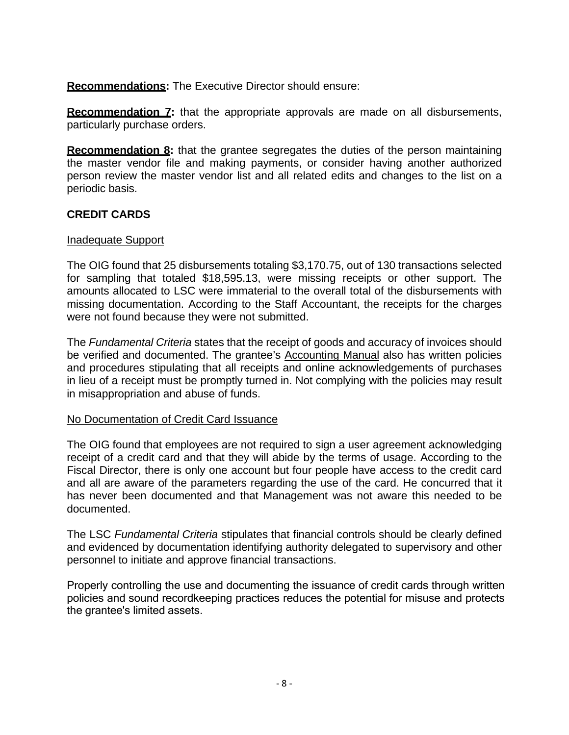**Recommendations:** The Executive Director should ensure:

**Recommendation 7:** that the appropriate approvals are made on all disbursements, particularly purchase orders.

**Recommendation 8:** that the grantee segregates the duties of the person maintaining the master vendor file and making payments, or consider having another authorized person review the master vendor list and all related edits and changes to the list on a periodic basis.

## CREDIT CARDS

Inadequate Support

The OIG found that 25 disbursements totaling $3,170.75, out of 130 transactions selected for sampling that totaled $18,595.13, were missing receipts or other support. The amounts allocated to LSC were immaterial to the overall total of the disbursements with missing documentation. According to the Staff Accountant, the receipts for the charges were not found because they were not submitted.

The *Fundamental Criteria* states that the receipt of goods and accuracy of invoices should be verified and documented. The grantee's Accounting Manual also has written policies and procedures stipulating that all receipts and online acknowledgements of purchases in lieu of a receipt must be promptly turned in. Not complying with the policies may result in misappropriation and abuse of funds.

No Documentation of Credit Card Issuance

The OIG found that employees are not required to sign a user agreement acknowledging receipt of a credit card and that they will abide by the terms of usage. According to the Fiscal Director, there is only one account but four people have access to the credit card and all are aware of the parameters regarding the use of the card. He concurred that it has never been documented and that Management was not aware this needed to be documented.

The LSC *Fundamental Criteria* stipulates that financial controls should be clearly defined and evidenced by documentation identifying authority delegated to supervisory and other personnel to initiate and approve financial transactions.

Properly controlling the use and documenting the issuance of credit cards through written policies and sound recordkeeping practices reduces the potential for misuse and protects the grantee's limited assets.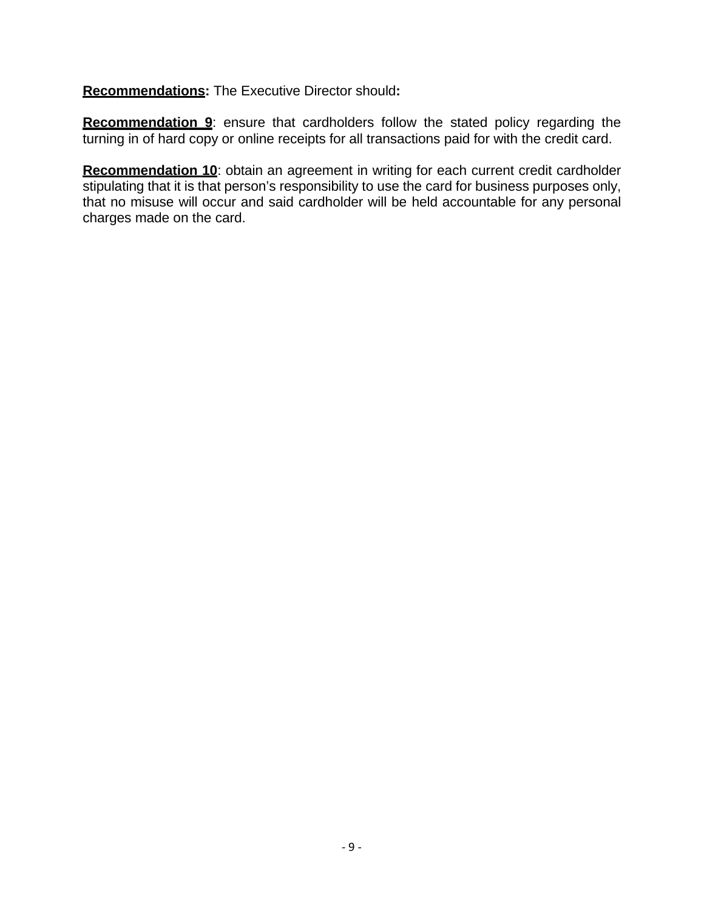**Recommendations:** The Executive Director should**:**

**Recommendation 9**: ensure that cardholders follow the stated policy regarding the turning in of hard copy or online receipts for all transactions paid for with the credit card.

**Recommendation 10**: obtain an agreement in writing for each current credit cardholder stipulating that it is that person's responsibility to use the card for business purposes only, that no misuse will occur and said cardholder will be held accountable for any personal charges made on the card.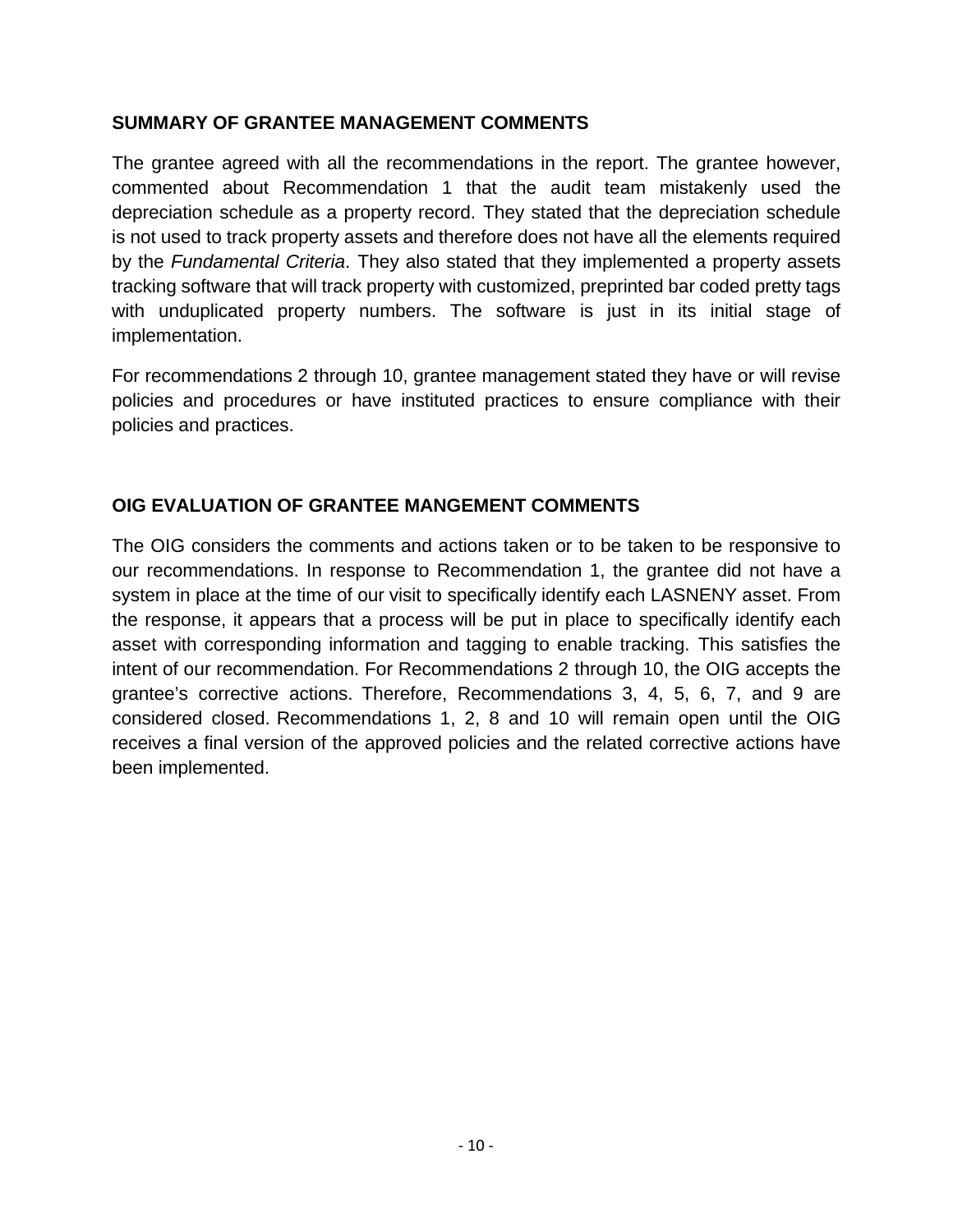## SUMMARY OF GRANTEE MANAGEMENT COMMENTS

The grantee agreed with all the recommendations in the report. The grantee however, commented about Recommendation 1 that the audit team mistakenly used the depreciation schedule as a property record. They stated that the depreciation schedule is not used to track property assets and therefore does not have all the elements required by the *Fundamental Criteria*. They also stated that they implemented a property assets tracking software that will track property with customized, preprinted bar coded pretty tags with unduplicated property numbers. The software is just in its initial stage of implementation.

For recommendations 2 through 10, grantee management stated they have or will revise policies and procedures or have instituted practices to ensure compliance with their policies and practices.

## OIG EVALUATION OF GRANTEE MANGEMENT COMMENTS

The OIG considers the comments and actions taken or to be taken to be responsive to our recommendations. In response to Recommendation 1, the grantee did not have a system in place at the time of our visit to specifically identify each LASNENY asset. From the response, it appears that a process will be put in place to specifically identify each asset with corresponding information and tagging to enable tracking. This satisfies the intent of our recommendation. For Recommendations 2 through 10, the OIG accepts the grantee's corrective actions. Therefore, Recommendations 3, 4, 5, 6, 7, and 9 are considered closed. Recommendations 1, 2, 8 and 10 will remain open until the OIG receives a final version of the approved policies and the related corrective actions have been implemented.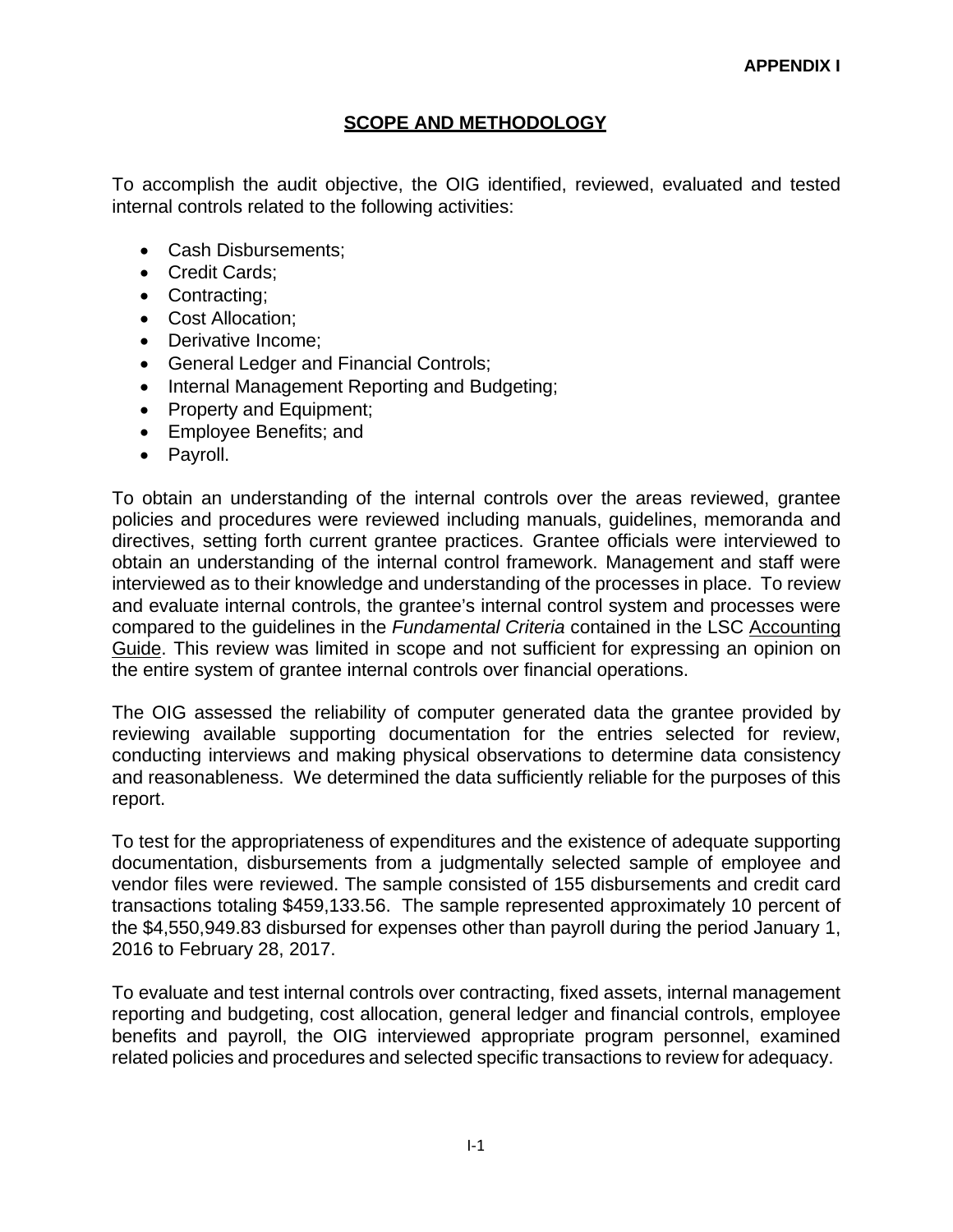**APPENDIX I**

## SCOPE AND METHODOLOGY

To accomplish the audit objective, the OIG identified, reviewed, evaluated and tested internal controls related to the following activities:

- Cash Disbursements;
- Credit Cards;
- Contracting;
- Cost Allocation;
- Derivative Income;
- General Ledger and Financial Controls;
- Internal Management Reporting and Budgeting;
- Property and Equipment;
- Employee Benefits; and
- Payroll.

To obtain an understanding of the internal controls over the areas reviewed, grantee policies and procedures were reviewed including manuals, guidelines, memoranda and directives, setting forth current grantee practices. Grantee officials were interviewed to obtain an understanding of the internal control framework. Management and staff were interviewed as to their knowledge and understanding of the processes in place. To review and evaluate internal controls, the grantee's internal control system and processes were compared to the guidelines in the *Fundamental Criteria* contained in the LSC Accounting Guide. This review was limited in scope and not sufficient for expressing an opinion on the entire system of grantee internal controls over financial operations.

The OIG assessed the reliability of computer generated data the grantee provided by reviewing available supporting documentation for the entries selected for review, conducting interviews and making physical observations to determine data consistency and reasonableness. We determined the data sufficiently reliable for the purposes of this report.

To test for the appropriateness of expenditures and the existence of adequate supporting documentation, disbursements from a judgmentally selected sample of employee and vendor files were reviewed. The sample consisted of 155 disbursements and credit card transactions totaling $459,133.56. The sample represented approximately 10 percent of the $4,550,949.83 disbursed for expenses other than payroll during the period January 1, 2016 to February 28, 2017.

To evaluate and test internal controls over contracting, fixed assets, internal management reporting and budgeting, cost allocation, general ledger and financial controls, employee benefits and payroll, the OIG interviewed appropriate program personnel, examined related policies and procedures and selected specific transactions to review for adequacy.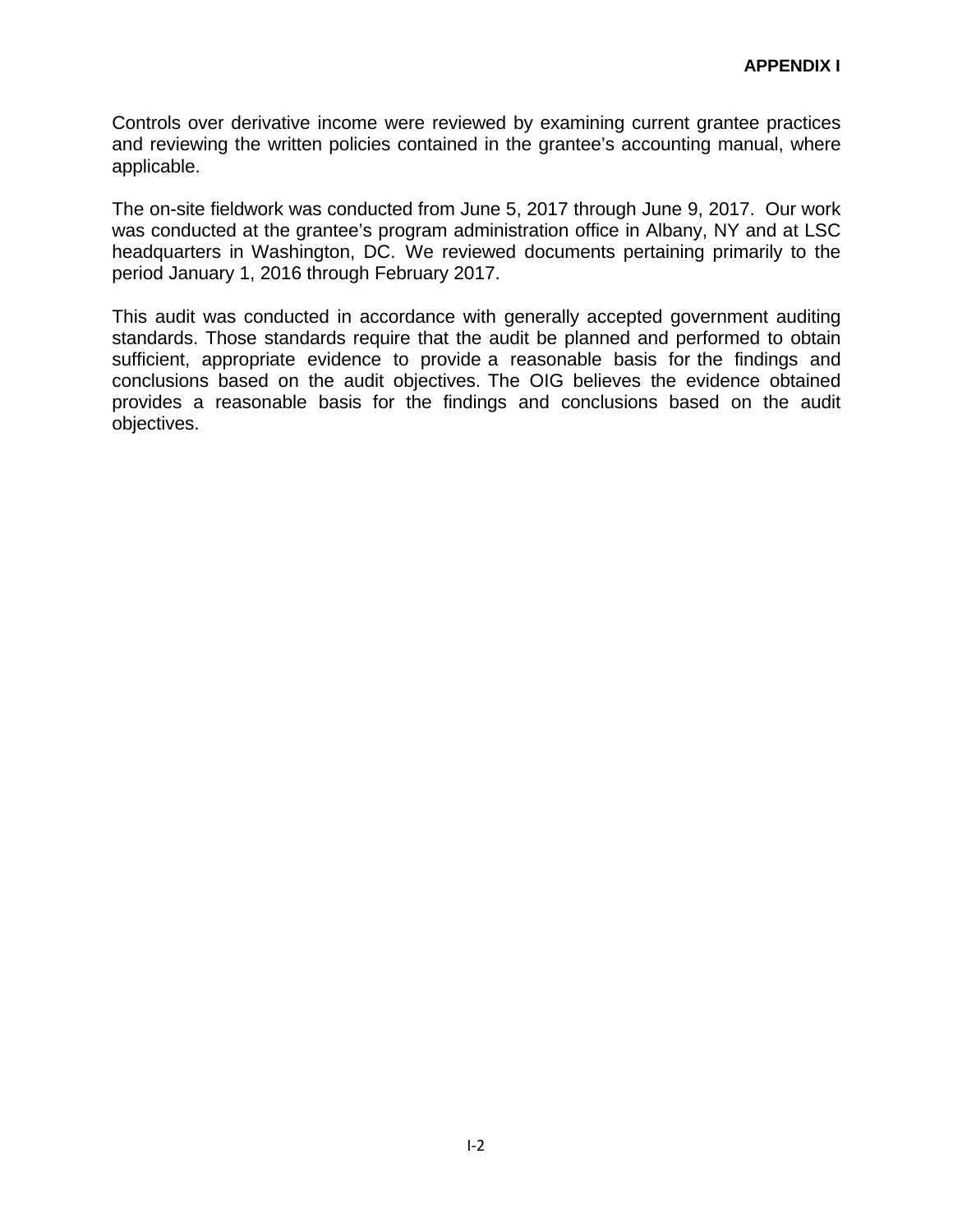Controls over derivative income were reviewed by examining current grantee practices and reviewing the written policies contained in the grantee's accounting manual, where applicable.

The on-site fieldwork was conducted from June 5, 2017 through June 9, 2017. Our work was conducted at the grantee's program administration office in Albany, NY and at LSC headquarters in Washington, DC. We reviewed documents pertaining primarily to the period January 1, 2016 through February 2017.

This audit was conducted in accordance with generally accepted government auditing standards. Those standards require that the audit be planned and performed to obtain sufficient, appropriate evidence to provide a reasonable basis for the findings and conclusions based on the audit objectives. The OIG believes the evidence obtained provides a reasonable basis for the findings and conclusions based on the audit objectives.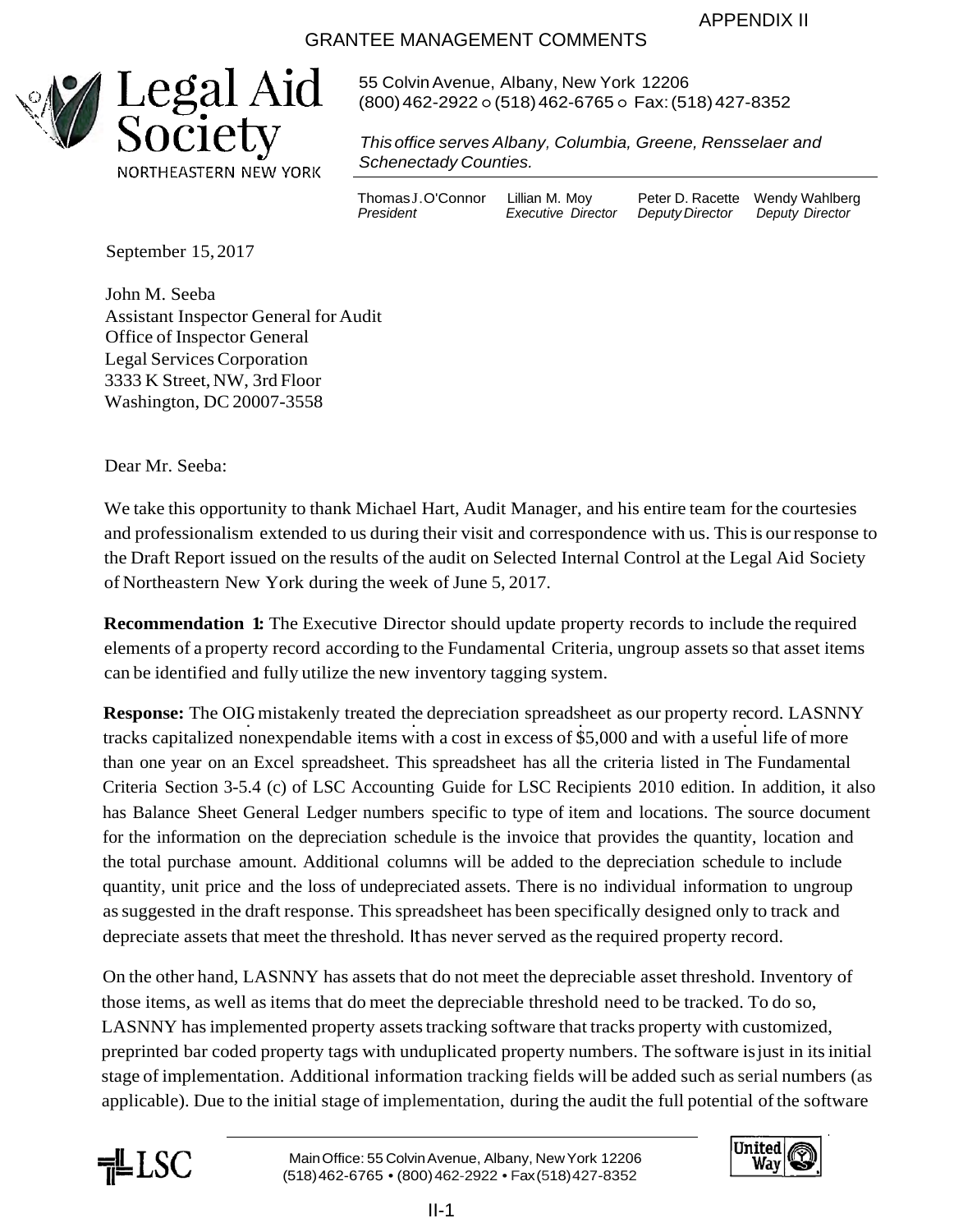APPENDIX II

GRANTEE MANAGEMENT COMMENTS

**Legal Aid Society**
NORTHEASTERN NEW YORK

55 Colvin Avenue, Albany, New York 12206
(800) 462-2922 ○ (518) 462-6765 ○ Fax: (518) 427-8352

*This office serves Albany, Columbia, Greene, Rensselaer and Schenectady Counties.*

| Thomas J. O'Connor | Lillian M. Moy | Peter D. Racette | Wendy Wahlberg |
|---|---|---|---|
| *President* | *Executive Director* | *Deputy Director* | *Deputy Director* |

September 15, 2017

John M. Seeba
Assistant Inspector General for Audit
Office of Inspector General
Legal Services Corporation
3333 K Street, NW, 3rd Floor
Washington, DC 20007-3558

Dear Mr. Seeba:

We take this opportunity to thank Michael Hart, Audit Manager, and his entire team for the courtesies and professionalism extended to us during their visit and correspondence with us. This is our response to the Draft Report issued on the results of the audit on Selected Internal Control at the Legal Aid Society of Northeastern New York during the week of June 5, 2017.

**Recommendation 1:** The Executive Director should update property records to include the required elements of a property record according to the Fundamental Criteria, ungroup assets so that asset items can be identified and fully utilize the new inventory tagging system.

**Response:** The OIG mistakenly treated the depreciation spreadsheet as our property record. LASNNY tracks capitalized nonexpendable items with a cost in excess of $5,000 and with a useful life of more than one year on an Excel spreadsheet. This spreadsheet has all the criteria listed in The Fundamental Criteria Section 3-5.4 (c) of LSC Accounting Guide for LSC Recipients 2010 edition. In addition, it also has Balance Sheet General Ledger numbers specific to type of item and locations. The source document for the information on the depreciation schedule is the invoice that provides the quantity, location and the total purchase amount. Additional columns will be added to the depreciation schedule to include quantity, unit price and the loss of undepreciated assets. There is no individual information to ungroup as suggested in the draft response. This spreadsheet has been specifically designed only to track and depreciate assets that meet the threshold. It has never served as the required property record.

On the other hand, LASNNY has assets that do not meet the depreciable asset threshold. Inventory of those items, as well as items that do meet the depreciable threshold need to be tracked. To do so, LASNNY has implemented property assets tracking software that tracks property with customized, preprinted bar coded property tags with unduplicated property numbers. The software is just in its initial stage of implementation. Additional information tracking fields will be added such as serial numbers (as applicable). Due to the initial stage of implementation, during the audit the full potential of the software

LSC

Main Office: 55 Colvin Avenue, Albany, New York 12206
(518) 462-6765 • (800) 462-2922 • Fax (518) 427-8352

United Way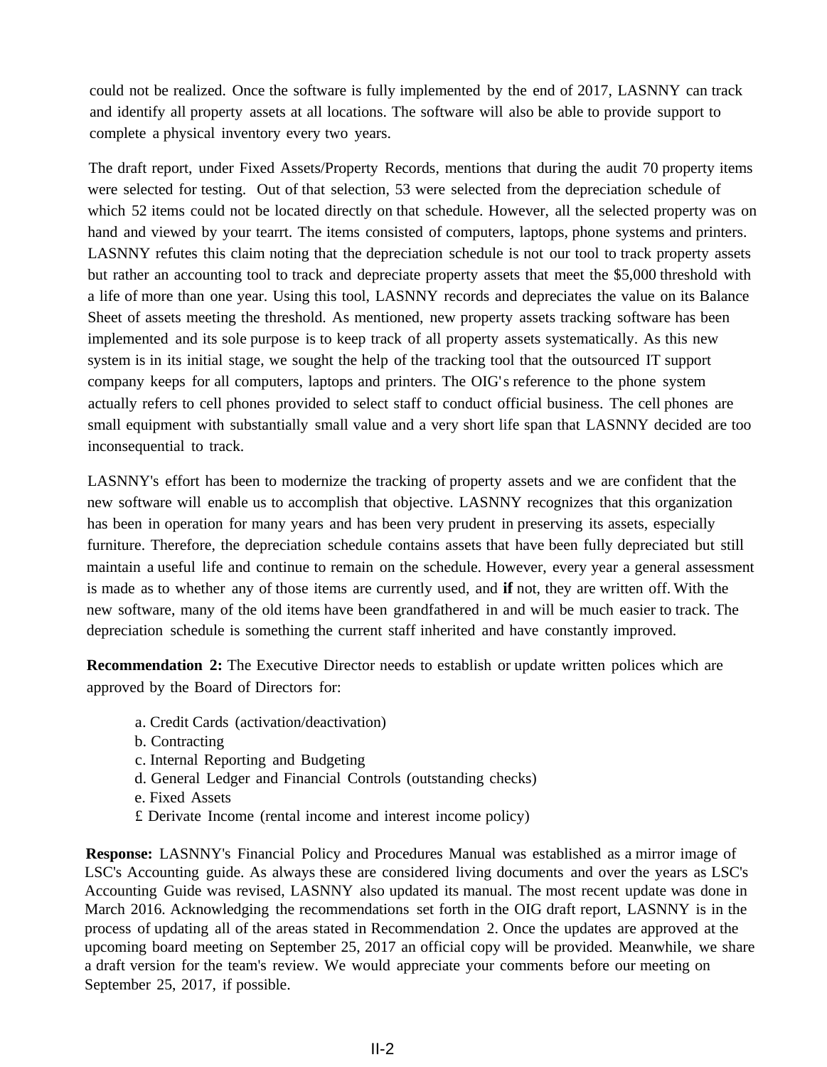could not be realized. Once the software is fully implemented by the end of 2017, LASNNY can track and identify all property assets at all locations. The software will also be able to provide support to complete a physical inventory every two years.

The draft report, under Fixed Assets/Property Records, mentions that during the audit 70 property items were selected for testing. Out of that selection, 53 were selected from the depreciation schedule of which 52 items could not be located directly on that schedule. However, all the selected property was on hand and viewed by your tearrt. The items consisted of computers, laptops, phone systems and printers. LASNNY refutes this claim noting that the depreciation schedule is not our tool to track property assets but rather an accounting tool to track and depreciate property assets that meet the $5,000 threshold with a life of more than one year. Using this tool, LASNNY records and depreciates the value on its Balance Sheet of assets meeting the threshold. As mentioned, new property assets tracking software has been implemented and its sole purpose is to keep track of all property assets systematically. As this new system is in its initial stage, we sought the help of the tracking tool that the outsourced IT support company keeps for all computers, laptops and printers. The OIG's reference to the phone system actually refers to cell phones provided to select staff to conduct official business. The cell phones are small equipment with substantially small value and a very short life span that LASNNY decided are too inconsequential to track.

LASNNY's effort has been to modernize the tracking of property assets and we are confident that the new software will enable us to accomplish that objective. LASNNY recognizes that this organization has been in operation for many years and has been very prudent in preserving its assets, especially furniture. Therefore, the depreciation schedule contains assets that have been fully depreciated but still maintain a useful life and continue to remain on the schedule. However, every year a general assessment is made as to whether any of those items are currently used, and **if** not, they are written off. With the new software, many of the old items have been grandfathered in and will be much easier to track. The depreciation schedule is something the current staff inherited and have constantly improved.

**Recommendation 2:** The Executive Director needs to establish or update written polices which are approved by the Board of Directors for:

a. Credit Cards (activation/deactivation)
b. Contracting
c. Internal Reporting and Budgeting
d. General Ledger and Financial Controls (outstanding checks)
e. Fixed Assets
£ Derivate Income (rental income and interest income policy)

**Response:** LASNNY's Financial Policy and Procedures Manual was established as a mirror image of LSC's Accounting guide. As always these are considered living documents and over the years as LSC's Accounting Guide was revised, LASNNY also updated its manual. The most recent update was done in March 2016. Acknowledging the recommendations set forth in the OIG draft report, LASNNY is in the process of updating all of the areas stated in Recommendation 2. Once the updates are approved at the upcoming board meeting on September 25, 2017 an official copy will be provided. Meanwhile, we share a draft version for the team's review. We would appreciate your comments before our meeting on September 25, 2017, if possible.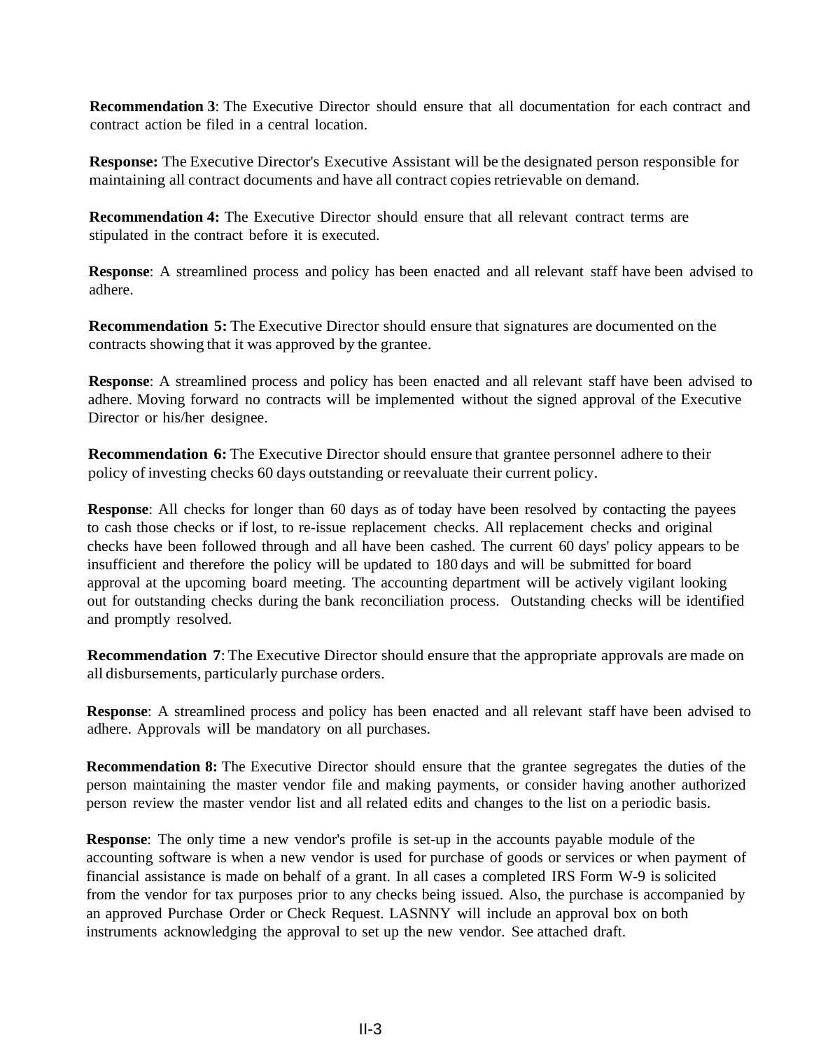**Recommendation 3**: The Executive Director should ensure that all documentation for each contract and contract action be filed in a central location.

**Response:** The Executive Director's Executive Assistant will be the designated person responsible for maintaining all contract documents and have all contract copies retrievable on demand.

**Recommendation 4:** The Executive Director should ensure that all relevant contract terms are stipulated in the contract before it is executed.

**Response**: A streamlined process and policy has been enacted and all relevant staff have been advised to adhere.

**Recommendation 5:** The Executive Director should ensure that signatures are documented on the contracts showing that it was approved by the grantee.

**Response**: A streamlined process and policy has been enacted and all relevant staff have been advised to adhere. Moving forward no contracts will be implemented without the signed approval of the Executive Director or his/her designee.

**Recommendation 6:** The Executive Director should ensure that grantee personnel adhere to their policy of investing checks 60 days outstanding or reevaluate their current policy.

**Response**: All checks for longer than 60 days as of today have been resolved by contacting the payees to cash those checks or if lost, to re-issue replacement checks. All replacement checks and original checks have been followed through and all have been cashed. The current 60 days' policy appears to be insufficient and therefore the policy will be updated to 180 days and will be submitted for board approval at the upcoming board meeting. The accounting department will be actively vigilant looking out for outstanding checks during the bank reconciliation process. Outstanding checks will be identified and promptly resolved.

**Recommendation 7**: The Executive Director should ensure that the appropriate approvals are made on all disbursements, particularly purchase orders.

**Response**: A streamlined process and policy has been enacted and all relevant staff have been advised to adhere. Approvals will be mandatory on all purchases.

**Recommendation 8:** The Executive Director should ensure that the grantee segregates the duties of the person maintaining the master vendor file and making payments, or consider having another authorized person review the master vendor list and all related edits and changes to the list on a periodic basis.

**Response**: The only time a new vendor's profile is set-up in the accounts payable module of the accounting software is when a new vendor is used for purchase of goods or services or when payment of financial assistance is made on behalf of a grant. In all cases a completed IRS Form W-9 is solicited from the vendor for tax purposes prior to any checks being issued. Also, the purchase is accompanied by an approved Purchase Order or Check Request. LASNNY will include an approval box on both instruments acknowledging the approval to set up the new vendor. See attached draft.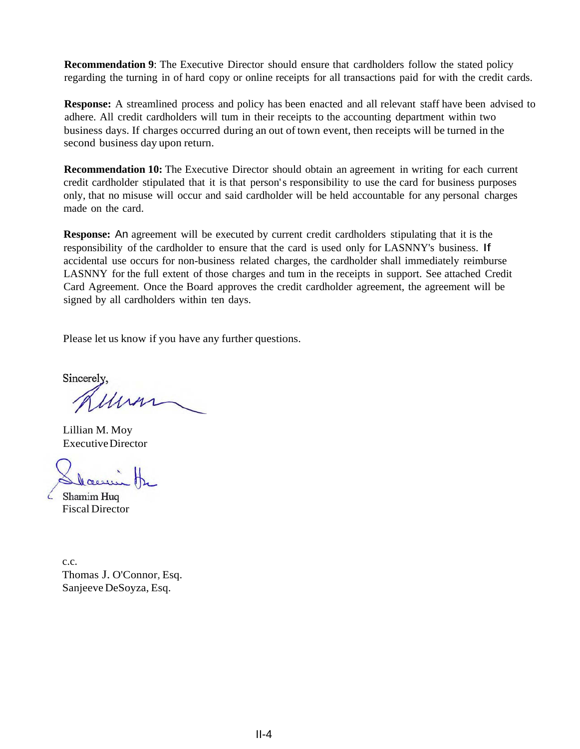**Recommendation 9**: The Executive Director should ensure that cardholders follow the stated policy regarding the turning in of hard copy or online receipts for all transactions paid for with the credit cards.

**Response:** A streamlined process and policy has been enacted and all relevant staff have been advised to adhere. All credit cardholders will tum in their receipts to the accounting department within two business days. If charges occurred during an out of town event, then receipts will be turned in the second business day upon return.

**Recommendation 10:** The Executive Director should obtain an agreement in writing for each current credit cardholder stipulated that it is that person's responsibility to use the card for business purposes only, that no misuse will occur and said cardholder will be held accountable for any personal charges made on the card.

**Response:** An agreement will be executed by current credit cardholders stipulating that it is the responsibility of the cardholder to ensure that the card is used only for LASNNY's business. If accidental use occurs for non-business related charges, the cardholder shall immediately reimburse LASNNY for the full extent of those charges and tum in the receipts in support. See attached Credit Card Agreement. Once the Board approves the credit cardholder agreement, the agreement will be signed by all cardholders within ten days.

Please let us know if you have any further questions.

Sincerely,

Lillian M. Moy
Executive Director

Shamim Huq
Fiscal Director

c.c.
Thomas J. O'Connor, Esq.
Sanjeeve DeSoyza, Esq.